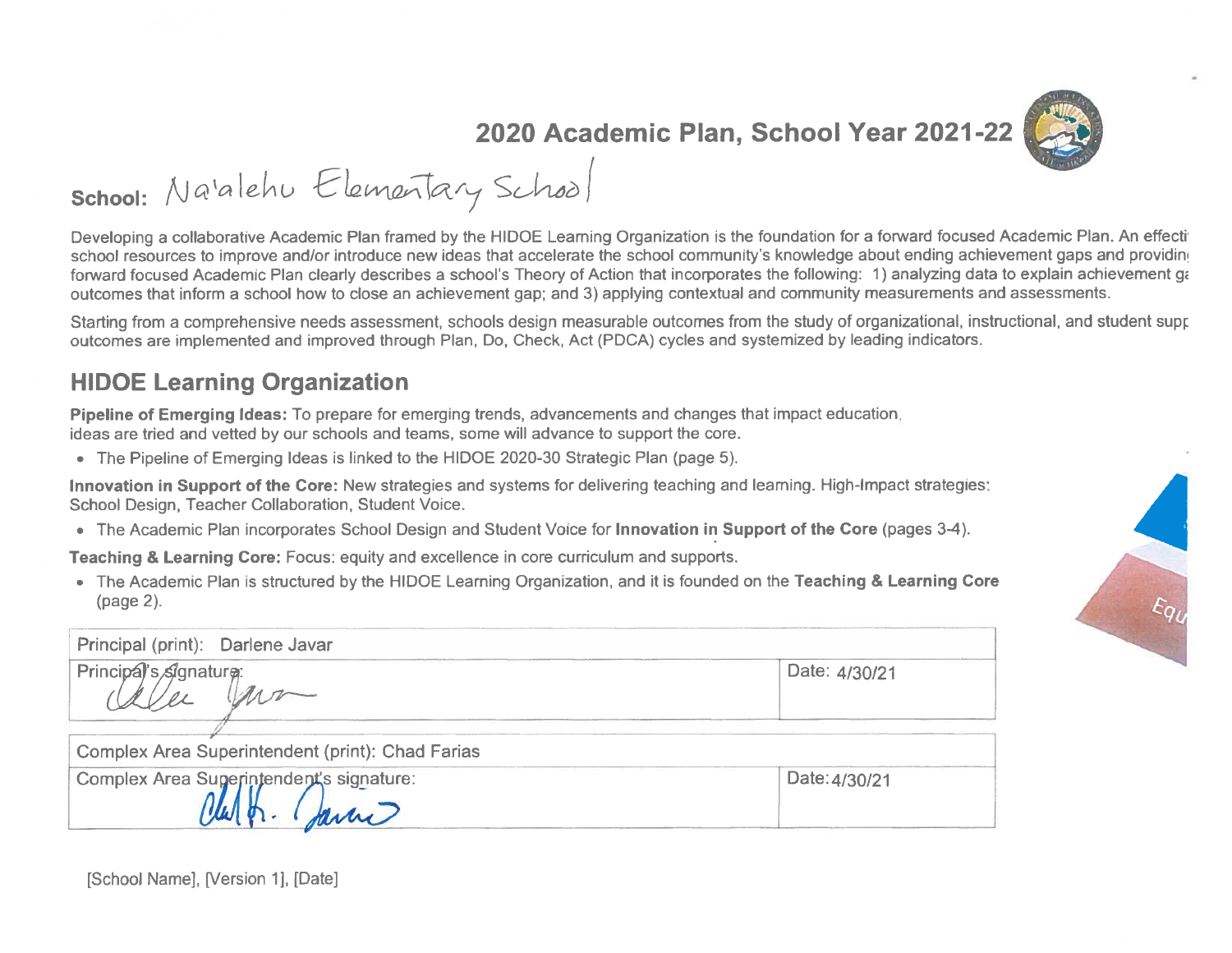# 2020 Academic Plan, School Year 2021-22

**School:** Na'alehu Elementary School

Developing a collaborative Academic Plan framed by the HIDOE Learning Organization is the foundation for a forward focused Academic Plan. An effecti school resources to improve and/or introduce new ideas that accelerate the school community's knowledge about ending achievement gaps and providin forward focused Academic Plan clearly describes a school's Theory of Action that incorporates the following: 1) analyzing data to explain achievement ga outcomes that inform a school how to close an achievement gap; and 3) applying contextual and community measurements and assessments.

Starting from a comprehensive needs assessment, schools design measurable outcomes from the study of organizational, instructional, and student supp outcomes are implemented and improved through Plan, Do, Check, Act (PDCA) cycles and systemized by leading indicators.

## HIDOE Learning Organization

**Pipeline of Emerging Ideas:** To prepare for emerging trends, advancements and changes that impact education, ideas are tried and vetted by our schools and teams, some will advance to support the core.

- The Pipeline of Emerging Ideas is linked to the HIDOE 2020-30 Strategic Plan (page 5).

**Innovation in Support of the Core:** New strategies and systems for delivering teaching and learning. High-Impact strategies: School Design, Teacher Collaboration, Student Voice.

- The Academic Plan incorporates School Design and Student Voice for **Innovation in Support of the Core** (pages 3-4).

**Teaching & Learning Core:** Focus: equity and excellence in core curriculum and supports.

- The Academic Plan is structured by the HIDOE Learning Organization, and it is founded on the **Teaching & Learning Core** (page 2).

| Principal (print): Darlene Javar | |
|---|---|
| Principal's signature: [signature] | Date: 4/30/21 |

| Complex Area Superintendent (print): Chad Farias | |
|---|---|
| Complex Area Superintendent's signature: [signature] | Date: 4/30/21 |

[School Name], [Version 1], [Date]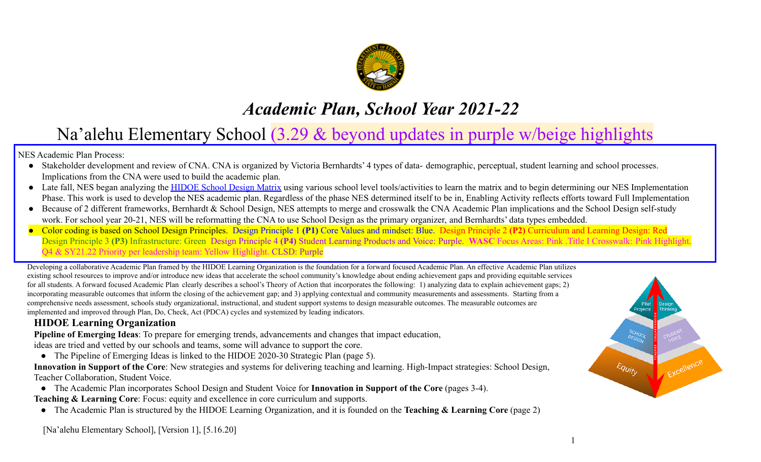# *Academic Plan, School Year 2021-22*

## Na'alehu Elementary School (3.29 & beyond updates in purple w/beige highlights

NES Academic Plan Process:

- Stakeholder development and review of CNA. CNA is organized by Victoria Bernhardts' 4 types of data- demographic, perceptual, student learning and school processes. Implications from the CNA were used to build the academic plan.
- Late fall, NES began analyzing the HIDOE School Design Matrix using various school level tools/activities to learn the matrix and to begin determining our NES Implementation Phase. This work is used to develop the NES academic plan. Regardless of the phase NES determined itself to be in, Enabling Activity reflects efforts toward Full Implementation
- Because of 2 different frameworks, Bernhardt & School Design, NES attempts to merge and crosswalk the CNA Academic Plan implications and the School Design self-study work. For school year 20-21, NES will be reformatting the CNA to use School Design as the primary organizer, and Bernhardts' data types embedded.
- Color coding is based on School Design Principles. Design Principle 1 **(P1)** Core Values and mindset: Blue. Design Principle 2 **(P2)** Curriculum and Learning Design: Red Design Principle 3 **(P3)** Infrastructure: Green Design Principle 4 **(P4)** Student Learning Products and Voice: Purple. **WASC** Focus Areas: Pink .Title I Crosswalk: Pink Highlight. Q4 & SY21.22 Priority per leadership team: Yellow Highlight. CLSD: Purple

Developing a collaborative Academic Plan framed by the HIDOE Learning Organization is the foundation for a forward focused Academic Plan. An effective Academic Plan utilizes existing school resources to improve and/or introduce new ideas that accelerate the school community's knowledge about ending achievement gaps and providing equitable services for all students. A forward focused Academic Plan clearly describes a school's Theory of Action that incorporates the following: 1) analyzing data to explain achievement gaps; 2) incorporating measurable outcomes that inform the closing of the achievement gap; and 3) applying contextual and community measurements and assessments. Starting from a comprehensive needs assessment, schools study organizational, instructional, and student support systems to design measurable outcomes. The measurable outcomes are implemented and improved through Plan, Do, Check, Act (PDCA) cycles and systemized by leading indicators.

### HIDOE Learning Organization

**Pipeline of Emerging Ideas**: To prepare for emerging trends, advancements and changes that impact education, ideas are tried and vetted by our schools and teams, some will advance to support the core.

- The Pipeline of Emerging Ideas is linked to the HIDOE 2020-30 Strategic Plan (page 5).

**Innovation in Support of the Core**: New strategies and systems for delivering teaching and learning. High-Impact strategies: School Design, Teacher Collaboration, Student Voice.

- The Academic Plan incorporates School Design and Student Voice for **Innovation in Support of the Core** (pages 3-4).

**Teaching & Learning Core**: Focus: equity and excellence in core curriculum and supports.

- The Academic Plan is structured by the HIDOE Learning Organization, and it is founded on the **Teaching & Learning Core** (page 2)

[Na'alehu Elementary School], [Version 1], [5.16.20]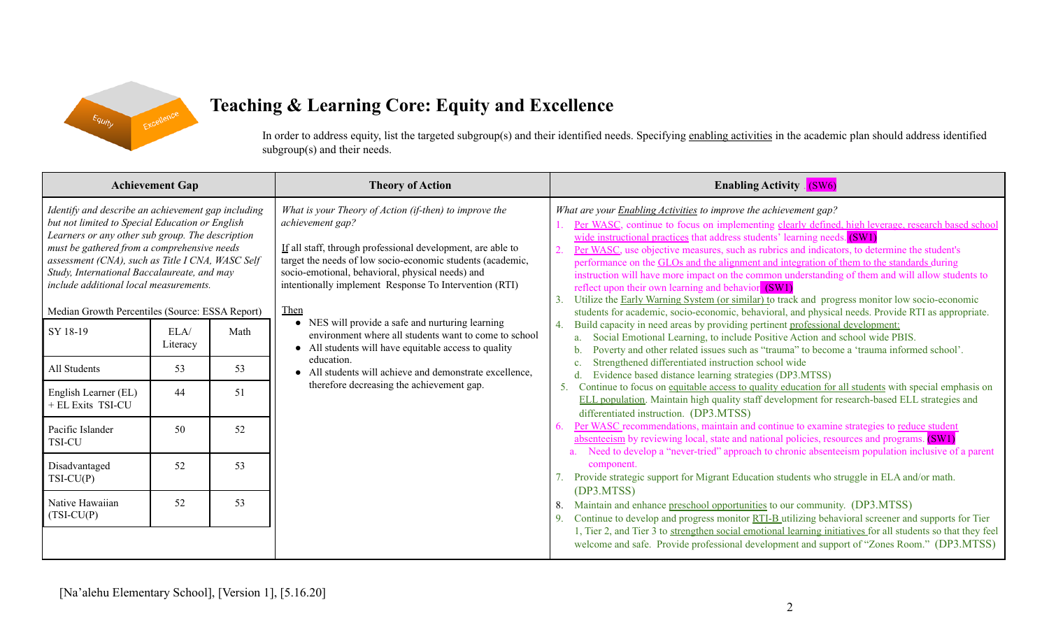# Teaching & Learning Core: Equity and Excellence

In order to address equity, list the targeted subgroup(s) and their identified needs. Specifying enabling activities in the academic plan should address identified subgroup(s) and their needs.

| Achievement Gap | Theory of Action | Enabling Activity (SW6) |
|---|---|---|
| *Identify and describe an achievement gap including but not limited to Special Education or English Learners or any other sub group. The description must be gathered from a comprehensive needs assessment (CNA), such as Title I CNA, WASC Self Study, International Baccalaureate, and may include additional local measurements.*<br><br>Median Growth Percentiles (Source: ESSA Report)<br><br>SY 18-19 — ELA/Literacy / Math<br>All Students — 53 / 53<br>English Learner (EL) + EL Exits TSI-CU — 44 / 51<br>Pacific Islander TSI-CU — 50 / 52<br>Disadvantaged TSI-CU(P) — 52 / 53<br>Native Hawaiian (TSI-CU(P) — 52 / 53 | *What is your Theory of Action (if-then) to improve the achievement gap?*<br><br>If all staff, through professional development, are able to target the needs of low socio-economic students (academic, socio-emotional, behavioral, physical needs) and intentionally implement Response To Intervention (RTI)<br><br>Then<br>• NES will provide a safe and nurturing learning environment where all students want to come to school<br>• All students will have equitable access to quality education.<br>• All students will achieve and demonstrate excellence, therefore decreasing the achievement gap. | *What are your Enabling Activities to improve the achievement gap?*<br>1. Per WASC, continue to focus on implementing clearly defined, high leverage, research based school wide instructional practices that address students' learning needs. (SW1)<br>2. Per WASC, use objective measures, such as rubrics and indicators, to determine the student's performance on the GLOs and the alignment and integration of them to the standards during instruction will have more impact on the common understanding of them and will allow students to reflect upon their own learning and behavior. (SW1)<br>3. Utilize the Early Warning System (or similar) to track and progress monitor low socio-economic students for academic, socio-economic, behavioral, and physical needs. Provide RTI as appropriate.<br>4. Build capacity in need areas by providing pertinent professional development:<br>a. Social Emotional Learning, to include Positive Action and school wide PBIS.<br>b. Poverty and other related issues such as "trauma" to become a 'trauma informed school'.<br>c. Strengthened differentiated instruction school wide<br>d. Evidence based distance learning strategies (DP3.MTSS)<br>5. Continue to focus on equitable access to quality education for all students with special emphasis on ELL population. Maintain high quality staff development for research-based ELL strategies and differentiated instruction. (DP3.MTSS)<br>6. Per WASC recommendations, maintain and continue to examine strategies to reduce student absenteeism by reviewing local, state and national policies, resources and programs. (SW1)<br>a. Need to develop a "never-tried" approach to chronic absenteeism population inclusive of a parent component.<br>7. Provide strategic support for Migrant Education students who struggle in ELA and/or math. (DP3.MTSS)<br>8. Maintain and enhance preschool opportunities to our community. (DP3.MTSS)<br>9. Continue to develop and progress monitor RTI-B utilizing behavioral screener and supports for Tier 1, Tier 2, and Tier 3 to strengthen social emotional learning initiatives for all students so that they feel welcome and safe. Provide professional development and support of "Zones Room." (DP3.MTSS) |

| SY 18-19 | ELA/ Literacy | Math |
|---|---|---|
| All Students | 53 | 53 |
| English Learner (EL) + EL Exits TSI-CU | 44 | 51 |
| Pacific Islander TSI-CU | 50 | 52 |
| Disadvantaged TSI-CU(P) | 52 | 53 |
| Native Hawaiian (TSI-CU(P) | 52 | 53 |

[Na'alehu Elementary School], [Version 1], [5.16.20]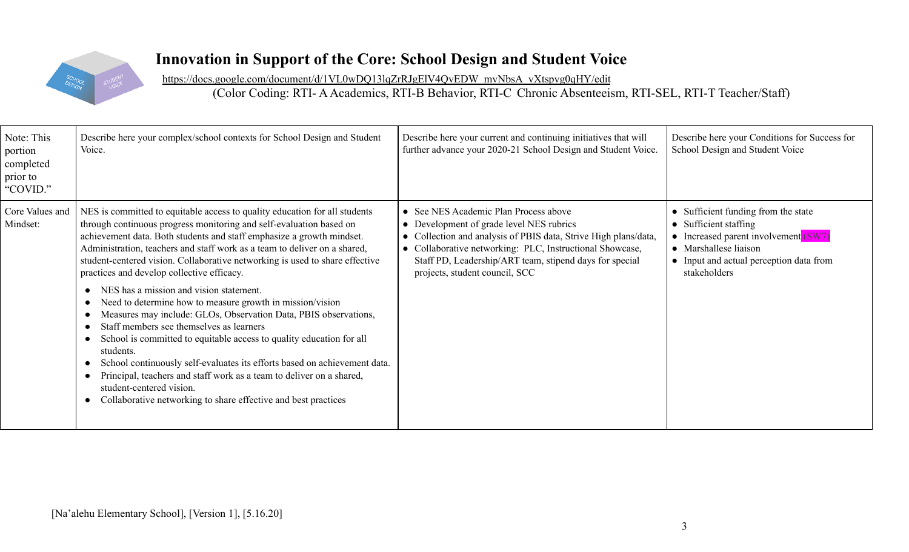# Innovation in Support of the Core: School Design and Student Voice

https://docs.google.com/document/d/1VL0wDQ13lqZrRJgElV4QvEDW_mvNbsA_vXtspvg0qHY/edit

(Color Coding: RTI- A Academics, RTI-B Behavior, RTI-C Chronic Absenteeism, RTI-SEL, RTI-T Teacher/Staff)

| Note: This portion completed prior to "COVID." | Describe here your complex/school contexts for School Design and Student Voice. | Describe here your current and continuing initiatives that will further advance your 2020-21 School Design and Student Voice. | Describe here your Conditions for Success for School Design and Student Voice |
|---|---|---|---|
| Core Values and Mindset: | NES is committed to equitable access to quality education for all students through continuous progress monitoring and self-evaluation based on achievement data. Both students and staff emphasize a growth mindset. Administration, teachers and staff work as a team to deliver on a shared, student-centered vision. Collaborative networking is used to share effective practices and develop collective efficacy.<br>• NES has a mission and vision statement.<br>• Need to determine how to measure growth in mission/vision<br>• Measures may include: GLOs, Observation Data, PBIS observations,<br>• Staff members see themselves as learners<br>• School is committed to equitable access to quality education for all students.<br>• School continuously self-evaluates its efforts based on achievement data.<br>• Principal, teachers and staff work as a team to deliver on a shared, student-centered vision.<br>• Collaborative networking to share effective and best practices | • See NES Academic Plan Process above<br>• Development of grade level NES rubrics<br>• Collection and analysis of PBIS data, Strive High plans/data,<br>• Collaborative networking: PLC, Instructional Showcase, Staff PD, Leadership/ART team, stipend days for special projects, student council, SCC | • Sufficient funding from the state<br>• Sufficient staffing<br>• Increased parent involvement (SW7)<br>• Marshallese liaison<br>• Input and actual perception data from stakeholders |

[Na'alehu Elementary School], [Version 1], [5.16.20]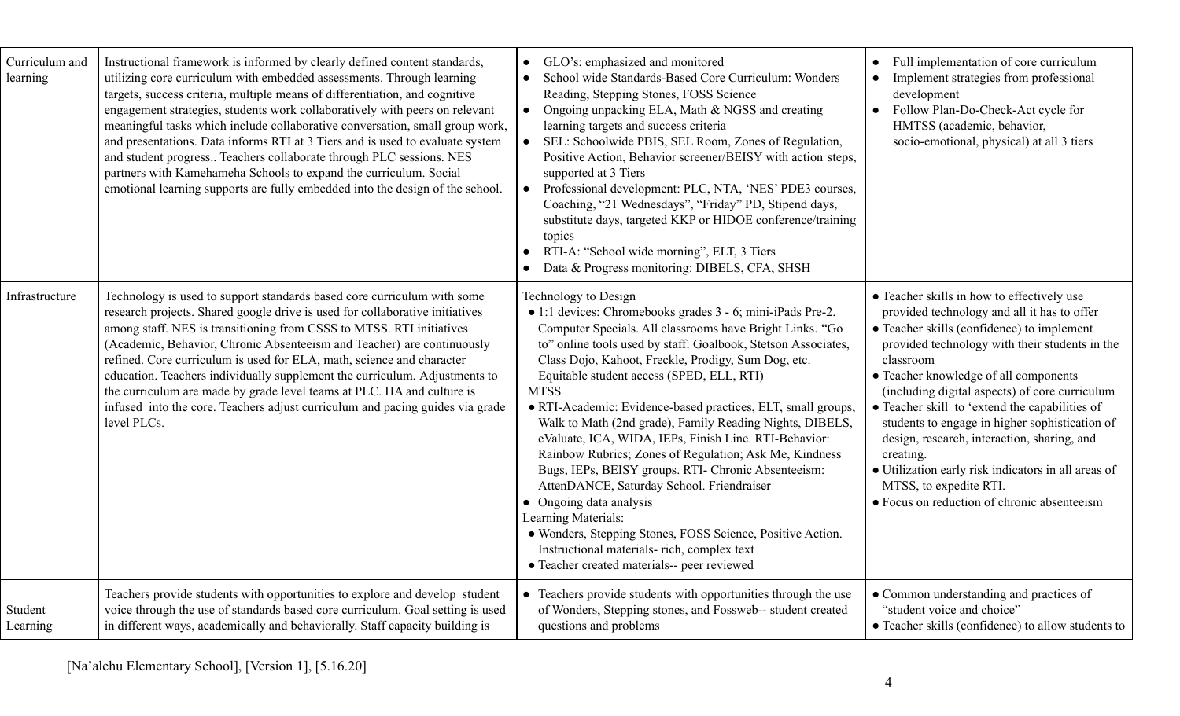| | | | |
|---|---|---|---|
| Curriculum and learning | Instructional framework is informed by clearly defined content standards, utilizing core curriculum with embedded assessments. Through learning targets, success criteria, multiple means of differentiation, and cognitive engagement strategies, students work collaboratively with peers on relevant meaningful tasks which include collaborative conversation, small group work, and presentations. Data informs RTI at 3 Tiers and is used to evaluate system and student progress.. Teachers collaborate through PLC sessions. NES partners with Kamehameha Schools to expand the curriculum. Social emotional learning supports are fully embedded into the design of the school. | • GLO's: emphasized and monitored<br>• School wide Standards-Based Core Curriculum: Wonders Reading, Stepping Stones, FOSS Science<br>• Ongoing unpacking ELA, Math & NGSS and creating learning targets and success criteria<br>• SEL: Schoolwide PBIS, SEL Room, Zones of Regulation, Positive Action, Behavior screener/BEISY with action steps, supported at 3 Tiers<br>• Professional development: PLC, NTA, 'NES' PDE3 courses, Coaching, "21 Wednesdays", "Friday" PD, Stipend days, substitute days, targeted KKP or HIDOE conference/training topics<br>• RTI-A: "School wide morning", ELT, 3 Tiers<br>• Data & Progress monitoring: DIBELS, CFA, SHSH | • Full implementation of core curriculum<br>• Implement strategies from professional development<br>• Follow Plan-Do-Check-Act cycle for HMTSS (academic, behavior, socio-emotional, physical) at all 3 tiers |
| Infrastructure | Technology is used to support standards based core curriculum with some research projects. Shared google drive is used for collaborative initiatives among staff. NES is transitioning from CSSS to MTSS. RTI initiatives (Academic, Behavior, Chronic Absenteeism and Teacher) are continuously refined. Core curriculum is used for ELA, math, science and character education. Teachers individually supplement the curriculum. Adjustments to the curriculum are made by grade level teams at PLC. HA and culture is infused into the core. Teachers adjust curriculum and pacing guides via grade level PLCs. | Technology to Design<br>• 1:1 devices: Chromebooks grades 3 - 6; mini-iPads Pre-2. Computer Specials. All classrooms have Bright Links. "Go to" online tools used by staff: Goalbook, Stetson Associates, Class Dojo, Kahoot, Freckle, Prodigy, Sum Dog, etc. Equitable student access (SPED, ELL, RTI)<br>MTSS<br>• RTI-Academic: Evidence-based practices, ELT, small groups, Walk to Math (2nd grade), Family Reading Nights, DIBELS, eValuate, ICA, WIDA, IEPs, Finish Line. RTI-Behavior: Rainbow Rubrics; Zones of Regulation; Ask Me, Kindness Bugs, IEPs, BEISY groups. RTI- Chronic Absenteeism: AttenDANCE, Saturday School. Friendraiser<br>• Ongoing data analysis<br>Learning Materials:<br>• Wonders, Stepping Stones, FOSS Science, Positive Action. Instructional materials- rich, complex text<br>• Teacher created materials-- peer reviewed | • Teacher skills in how to effectively use provided technology and all it has to offer<br>• Teacher skills (confidence) to implement provided technology with their students in the classroom<br>• Teacher knowledge of all components (including digital aspects) of core curriculum<br>• Teacher skill to 'extend the capabilities of students to engage in higher sophistication of design, research, interaction, sharing, and creating.<br>• Utilization early risk indicators in all areas of MTSS, to expedite RTI.<br>• Focus on reduction of chronic absenteeism |
| Student Learning | Teachers provide students with opportunities to explore and develop student voice through the use of standards based core curriculum. Goal setting is used in different ways, academically and behaviorally. Staff capacity building is | • Teachers provide students with opportunities through the use of Wonders, Stepping stones, and Fossweb-- student created questions and problems | • Common understanding and practices of "student voice and choice"<br>• Teacher skills (confidence) to allow students to |

[Na'alehu Elementary School], [Version 1], [5.16.20]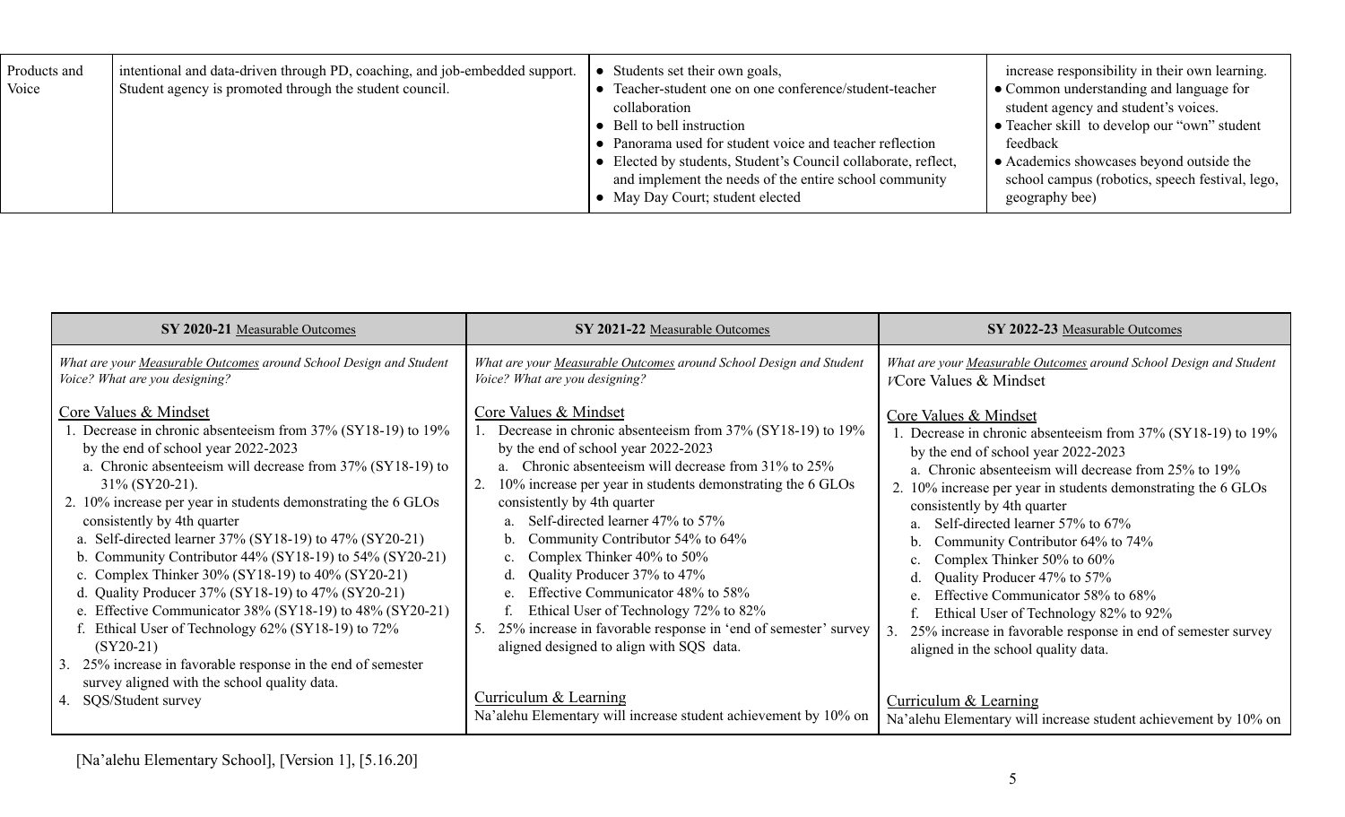| Products and Voice | intentional and data-driven through PD, coaching, and job-embedded support. Student agency is promoted through the student council. | • Students set their own goals,<br>• Teacher-student one on one conference/student-teacher collaboration<br>• Bell to bell instruction<br>• Panorama used for student voice and teacher reflection<br>• Elected by students, Student's Council collaborate, reflect, and implement the needs of the entire school community<br>• May Day Court; student elected | increase responsibility in their own learning.<br>• Common understanding and language for student agency and student's voices.<br>• Teacher skill to develop our "own" student feedback<br>• Academics showcases beyond outside the school campus (robotics, speech festival, lego, geography bee) |
|---|---|---|---|

| **SY 2020-21** Measurable Outcomes | **SY 2021-22** Measurable Outcomes | **SY 2022-23** Measurable Outcomes |
|---|---|---|
| *What are your Measurable Outcomes around School Design and Student Voice? What are you designing?*<br><br>Core Values & Mindset<br>1. Decrease in chronic absenteeism from 37% (SY18-19) to 19% by the end of school year 2022-2023<br>a. Chronic absenteeism will decrease from 37% (SY18-19) to 31% (SY20-21).<br>2. 10% increase per year in students demonstrating the 6 GLOs consistently by 4th quarter<br>a. Self-directed learner 37% (SY18-19) to 47% (SY20-21)<br>b. Community Contributor 44% (SY18-19) to 54% (SY20-21)<br>c. Complex Thinker 30% (SY18-19) to 40% (SY20-21)<br>d. Quality Producer 37% (SY18-19) to 47% (SY20-21)<br>e. Effective Communicator 38% (SY18-19) to 48% (SY20-21)<br>f. Ethical User of Technology 62% (SY18-19) to 72% (SY20-21)<br>3. 25% increase in favorable response in the end of semester survey aligned with the school quality data.<br>4. SQS/Student survey | *What are your Measurable Outcomes around School Design and Student Voice? What are you designing?*<br><br>Core Values & Mindset<br>1. Decrease in chronic absenteeism from 37% (SY18-19) to 19% by the end of school year 2022-2023<br>a. Chronic absenteeism will decrease from 31% to 25%<br>2. 10% increase per year in students demonstrating the 6 GLOs consistently by 4th quarter<br>a. Self-directed learner 47% to 57%<br>b. Community Contributor 54% to 64%<br>c. Complex Thinker 40% to 50%<br>d. Quality Producer 37% to 47%<br>e. Effective Communicator 48% to 58%<br>f. Ethical User of Technology 72% to 82%<br>5. 25% increase in favorable response in 'end of semester' survey aligned designed to align with SQS data.<br><br>Curriculum & Learning<br>Na'alehu Elementary will increase student achievement by 10% on | *What are your Measurable Outcomes around School Design and Student V*Core Values & Mindset<br><br>Core Values & Mindset<br>1. Decrease in chronic absenteeism from 37% (SY18-19) to 19% by the end of school year 2022-2023<br>a. Chronic absenteeism will decrease from 25% to 19%<br>2. 10% increase per year in students demonstrating the 6 GLOs consistently by 4th quarter<br>a. Self-directed learner 57% to 67%<br>b. Community Contributor 64% to 74%<br>c. Complex Thinker 50% to 60%<br>d. Quality Producer 47% to 57%<br>e. Effective Communicator 58% to 68%<br>f. Ethical User of Technology 82% to 92%<br>3. 25% increase in favorable response in end of semester survey aligned in the school quality data.<br><br>Curriculum & Learning<br>Na'alehu Elementary will increase student achievement by 10% on |

[Na'alehu Elementary School], [Version 1], [5.16.20]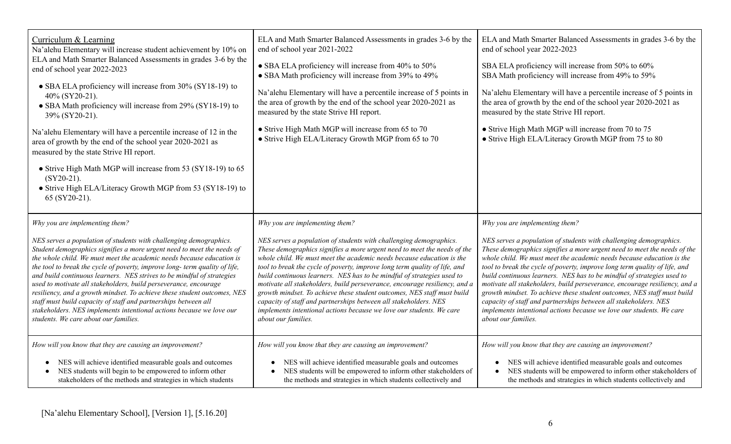| <u>Curriculum & Learning</u><br>Na'alehu Elementary will increase student achievement by 10% on ELA and Math Smarter Balanced Assessments in grades 3-6 by the end of school year 2022-2023<br>• SBA ELA proficiency will increase from 30% (SY18-19) to 40% (SY20-21).<br>• SBA Math proficiency will increase from 29% (SY18-19) to 39% (SY20-21).<br>Na'alehu Elementary will have a percentile increase of 12 in the area of growth by the end of the school year 2020-2021 as measured by the state Strive HI report.<br>• Strive High Math MGP will increase from 53 (SY18-19) to 65 (SY20-21).<br>• Strive High ELA/Literacy Growth MGP from 53 (SY18-19) to 65 (SY20-21). | ELA and Math Smarter Balanced Assessments in grades 3-6 by the end of school year 2021-2022<br>• SBA ELA proficiency will increase from 40% to 50%<br>• SBA Math proficiency will increase from 39% to 49%<br>Na'alehu Elementary will have a percentile increase of 5 points in the area of growth by the end of the school year 2020-2021 as measured by the state Strive HI report.<br>• Strive High Math MGP will increase from 65 to 70<br>• Strive High ELA/Literacy Growth MGP from 65 to 70 | ELA and Math Smarter Balanced Assessments in grades 3-6 by the end of school year 2022-2023<br>SBA ELA proficiency will increase from 50% to 60%<br>SBA Math proficiency will increase from 49% to 59%<br>Na'alehu Elementary will have a percentile increase of 5 points in the area of growth by the end of the school year 2020-2021 as measured by the state Strive HI report.<br>• Strive High Math MGP will increase from 70 to 75<br>• Strive High ELA/Literacy Growth MGP from 75 to 80 |
|---|---|---|
| *Why you are implementing them?*<br>*NES serves a population of students with challenging demographics. Student demographics signifies a more urgent need to meet the needs of the whole child. We must meet the academic needs because education is the tool to break the cycle of poverty, improve long- term quality of life, and build continuous learners. NES strives to be mindful of strategies used to motivate all stakeholders, build perseverance, encourage resiliency, and a growth mindset. To achieve these student outcomes, NES staff must build capacity of staff and partnerships between all stakeholders. NES implements intentional actions because we love our students. We care about our families.* | *Why you are implementing them?*<br>*NES serves a population of students with challenging demographics. These demographics signifies a more urgent need to meet the needs of the whole child. We must meet the academic needs because education is the tool to break the cycle of poverty, improve long term quality of life, and build continuous learners. NES has to be mindful of strategies used to motivate all stakeholders, build perseverance, encourage resiliency, and a growth mindset. To achieve these student outcomes, NES staff must build capacity of staff and partnerships between all stakeholders. NES implements intentional actions because we love our students. We care about our families.* | *Why you are implementing them?*<br>*NES serves a population of students with challenging demographics. These demographics signifies a more urgent need to meet the needs of the whole child. We must meet the academic needs because education is the tool to break the cycle of poverty, improve long term quality of life, and build continuous learners. NES has to be mindful of strategies used to motivate all stakeholders, build perseverance, encourage resiliency, and a growth mindset. To achieve these student outcomes, NES staff must build capacity of staff and partnerships between all stakeholders. NES implements intentional actions because we love our students. We care about our families.* |
| *How will you know that they are causing an improvement?*<br>• NES will achieve identified measurable goals and outcomes<br>• NES students will begin to be empowered to inform other stakeholders of the methods and strategies in which students | *How will you know that they are causing an improvement?*<br>• NES will achieve identified measurable goals and outcomes<br>• NES students will be empowered to inform other stakeholders of the methods and strategies in which students collectively and | *How will you know that they are causing an improvement?*<br>• NES will achieve identified measurable goals and outcomes<br>• NES students will be empowered to inform other stakeholders of the methods and strategies in which students collectively and |

[Na'alehu Elementary School], [Version 1], [5.16.20]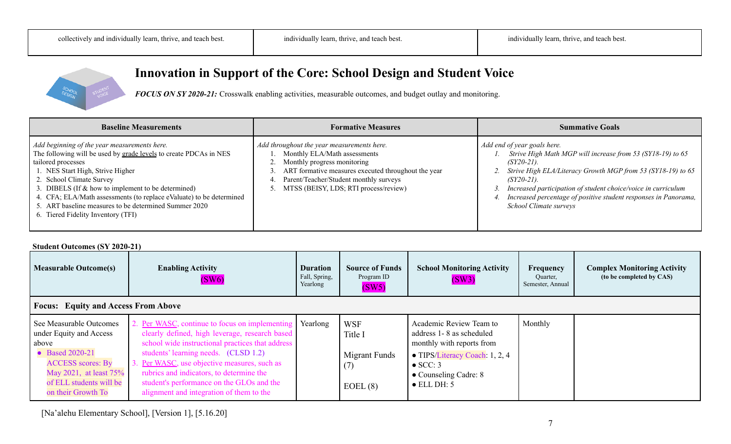| collectively and individually learn, thrive, and teach best. | individually learn, thrive, and teach best. | individually learn, thrive, and teach best. |
|---|---|---|

## Innovation in Support of the Core: School Design and Student Voice

***FOCUS ON SY 2020-21:*** Crosswalk enabling activities, measurable outcomes, and budget outlay and monitoring.

| Baseline Measurements | Formative Measures | Summative Goals |
|---|---|---|
| *Add beginning of the year measurements here.*<br>The following will be used by grade levels to create PDCAs in NES tailored processes<br>1. NES Start High, Strive Higher<br>2. School Climate Survey<br>3. DIBELS (If & how to implement to be determined)<br>4. CFA; ELA/Math assessments (to replace eValuate) to be determined<br>5. ART baseline measures to be determined Summer 2020<br>6. Tiered Fidelity Inventory (TFI) | *Add throughout the year measurements here.*<br>1. Monthly ELA/Math assessments<br>2. Monthly progress monitoring<br>3. ART formative measures executed throughout the year<br>4. Parent/Teacher/Student monthly surveys<br>5. MTSS (BEISY, LDS; RTI process/review) | *Add end of year goals here.*<br>*1. Strive High Math MGP will increase from 53 (SY18-19) to 65 (SY20-21).*<br>*2. Strive High ELA/Literacy Growth MGP from 53 (SY18-19) to 65 (SY20-21).*<br>*3. Increased participation of student choice/voice in curriculum*<br>*4. Increased percentage of positive student responses in Panorama, School Climate surveys* |

**Student Outcomes (SY 2020-21)**

| Measurable Outcome(s) | Enabling Activity (SW6) | Duration<br>Fall, Spring, Yearlong | Source of Funds<br>Program ID (SW5) | School Monitoring Activity (SW3) | Frequency<br>Quarter, Semester, Annual | Complex Monitoring Activity<br>(to be completed by CAS) |
|---|---|---|---|---|---|---|
| **Focus: Equity and Access From Above** | | | | | | |
| See Measurable Outcomes under Equity and Access above<br>• Based 2020-21 ACCESS scores: By May 2021, at least 75% of ELL students will be on their Growth To | 2. Per WASC, continue to focus on implementing clearly defined, high leverage, research based school wide instructional practices that address students' learning needs. (CLSD 1.2)<br>3. Per WASC, use objective measures, such as rubrics and indicators, to determine the student's performance on the GLOs and the alignment and integration of them to the | Yearlong | WSF<br>Title I<br><br>Migrant Funds (7)<br><br>EOEL (8) | Academic Review Team to address 1- 8 as scheduled monthly with reports from<br>• TIPS/Literacy Coach: 1, 2, 4<br>• SCC: 3<br>• Counseling Cadre: 8<br>• ELL DH: 5 | Monthly | |

[Na'alehu Elementary School], [Version 1], [5.16.20]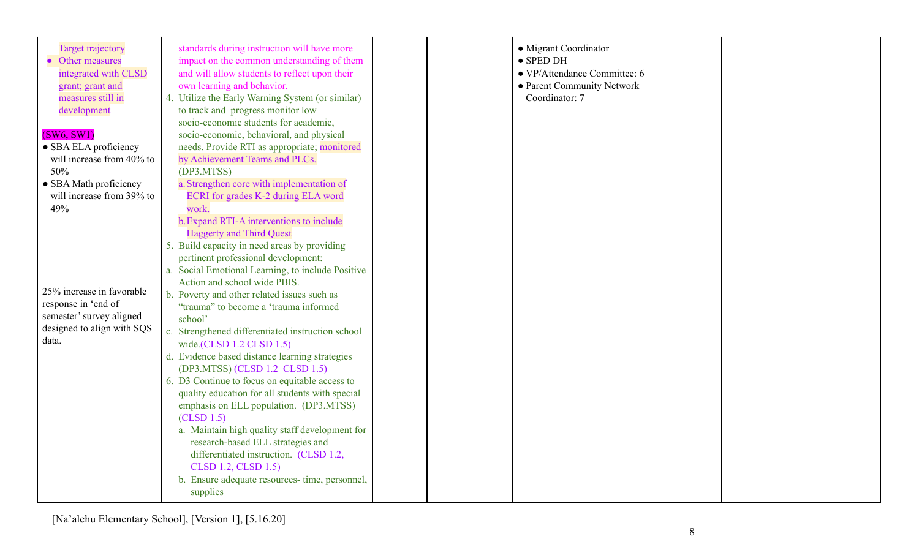| | | | | | | |
|---|---|---|---|---|---|---|
| Target trajectory<br>• Other measures integrated with CLSD grant; grant and measures still in development<br><br>(SW6, SW1)<br>• SBA ELA proficiency will increase from 40% to 50%<br>• SBA Math proficiency will increase from 39% to 49%<br><br>25% increase in favorable response in 'end of semester' survey aligned designed to align with SQS data. | standards during instruction will have more impact on the common understanding of them and will allow students to reflect upon their own learning and behavior.<br>4. Utilize the Early Warning System (or similar) to track and progress monitor low socio-economic students for academic, socio-economic, behavioral, and physical needs. Provide RTI as appropriate; monitored by Achievement Teams and PLCs. (DP3.MTSS)<br>a. Strengthen core with implementation of ECRI for grades K-2 during ELA word work.<br>b. Expand RTI-A interventions to include Haggerty and Third Quest<br>5. Build capacity in need areas by providing pertinent professional development:<br>a. Social Emotional Learning, to include Positive Action and school wide PBIS.<br>b. Poverty and other related issues such as "trauma" to become a 'trauma informed school'<br>c. Strengthened differentiated instruction school wide.(CLSD 1.2 CLSD 1.5)<br>d. Evidence based distance learning strategies (DP3.MTSS) (CLSD 1.2 CLSD 1.5)<br>6. D3 Continue to focus on equitable access to quality education for all students with special emphasis on ELL population. (DP3.MTSS) (CLSD 1.5)<br>a. Maintain high quality staff development for research-based ELL strategies and differentiated instruction. (CLSD 1.2, CLSD 1.2, CLSD 1.5)<br>b. Ensure adequate resources- time, personnel, supplies | | | • Migrant Coordinator<br>• SPED DH<br>• VP/Attendance Committee: 6<br>• Parent Community Network Coordinator: 7 | | |

[Na'alehu Elementary School], [Version 1], [5.16.20]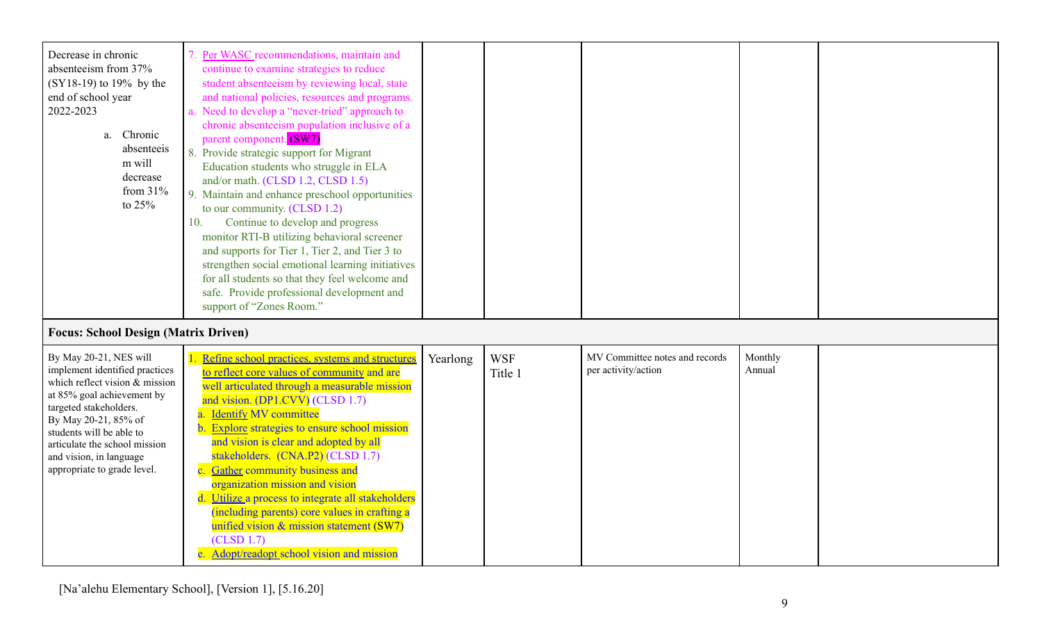| | | | | | | |
|---|---|---|---|---|---|---|
| Decrease in chronic absenteeism from 37% (SY18-19) to 19% by the end of school year 2022-2023<br>a. Chronic absenteeism will decrease from 31% to 25% | 7. Per WASC recommendations, maintain and continue to examine strategies to reduce student absenteeism by reviewing local, state and national policies, resources and programs.<br>a. Need to develop a "never-tried" approach to chronic absenteeism population inclusive of a parent component. (SW7)<br>8. Provide strategic support for Migrant Education students who struggle in ELA and/or math. (CLSD 1.2, CLSD 1.5)<br>9. Maintain and enhance preschool opportunities to our community. (CLSD 1.2)<br>10. Continue to develop and progress monitor RTI-B utilizing behavioral screener and supports for Tier 1, Tier 2, and Tier 3 to strengthen social emotional learning initiatives for all students so that they feel welcome and safe. Provide professional development and support of "Zones Room." | | | | | |
| **Focus: School Design (Matrix Driven)** | | | | | | |
| By May 20-21, NES will implement identified practices which reflect vision & mission at 85% goal achievement by targeted stakeholders.<br>By May 20-21, 85% of students will be able to articulate the school mission and vision, in language appropriate to grade level. | 1. Refine school practices, systems and structures to reflect core values of community and are well articulated through a measurable mission and vision. (DP1.CVV) (CLSD 1.7)<br>a. Identify MV committee<br>b. Explore strategies to ensure school mission and vision is clear and adopted by all stakeholders. (CNA.P2) (CLSD 1.7)<br>c. Gather community business and organization mission and vision<br>d. Utilize a process to integrate all stakeholders (including parents) core values in crafting a unified vision & mission statement (SW7) (CLSD 1.7)<br>e. Adopt/readopt school vision and mission | Yearlong | WSF<br>Title 1 | MV Committee notes and records per activity/action | Monthly<br>Annual | |

[Na'alehu Elementary School], [Version 1], [5.16.20]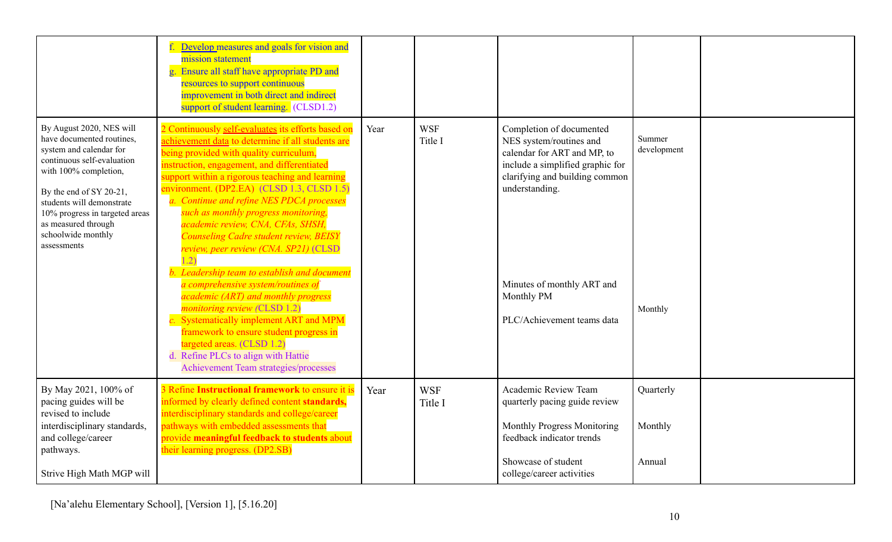| | | | | | | |
|---|---|---|---|---|---|---|
| | f. Develop measures and goals for vision and mission statement<br>g. Ensure all staff have appropriate PD and resources to support continuous improvement in both direct and indirect support of student learning. (CLSD1.2) | | | | | |
| By August 2020, NES will have documented routines, system and calendar for continuous self-evaluation with 100% completion,<br><br>By the end of SY 20-21, students will demonstrate 10% progress in targeted areas as measured through schoolwide monthly assessments | 2 Continuously self-evaluates its efforts based on achievement data to determine if all students are being provided with quality curriculum, instruction, engagement, and differentiated support within a rigorous teaching and learning environment. (DP2.EA) (CLSD 1.3, CLSD 1.5)<br>*a. Continue and refine NES PDCA processes such as monthly progress monitoring, academic review, CNA, CFAs, SHSH, Counseling Cadre student review, BEISY review, peer review (CNA. SP21)* (CLSD 1.2)<br>*b. Leadership team to establish and document a comprehensive system/routines of academic (ART) and monthly progress monitoring review (*CLSD 1.2)<br>c. Systematically implement ART and MPM framework to ensure student progress in targeted areas. (CLSD 1.2)<br>d. Refine PLCs to align with Hattie Achievement Team strategies/processes | Year | WSF<br>Title I | Completion of documented NES system/routines and calendar for ART and MP, to include a simplified graphic for clarifying and building common understanding.<br><br>Minutes of monthly ART and Monthly PM<br><br>PLC/Achievement teams data | Summer development<br><br>Monthly | |
| By May 2021, 100% of pacing guides will be revised to include interdisciplinary standards, and college/career pathways.<br><br>Strive High Math MGP will | 3 Refine **Instructional framework** to ensure it is informed by clearly defined content **standards,** interdisciplinary standards and college/career pathways with embedded assessments that provide **meaningful feedback to students** about their learning progress. (DP2.SB) | Year | WSF<br>Title I | Academic Review Team quarterly pacing guide review<br><br>Monthly Progress Monitoring feedback indicator trends<br><br>Showcase of student college/career activities | Quarterly<br><br>Monthly<br><br>Annual | |

[Na'alehu Elementary School], [Version 1], [5.16.20]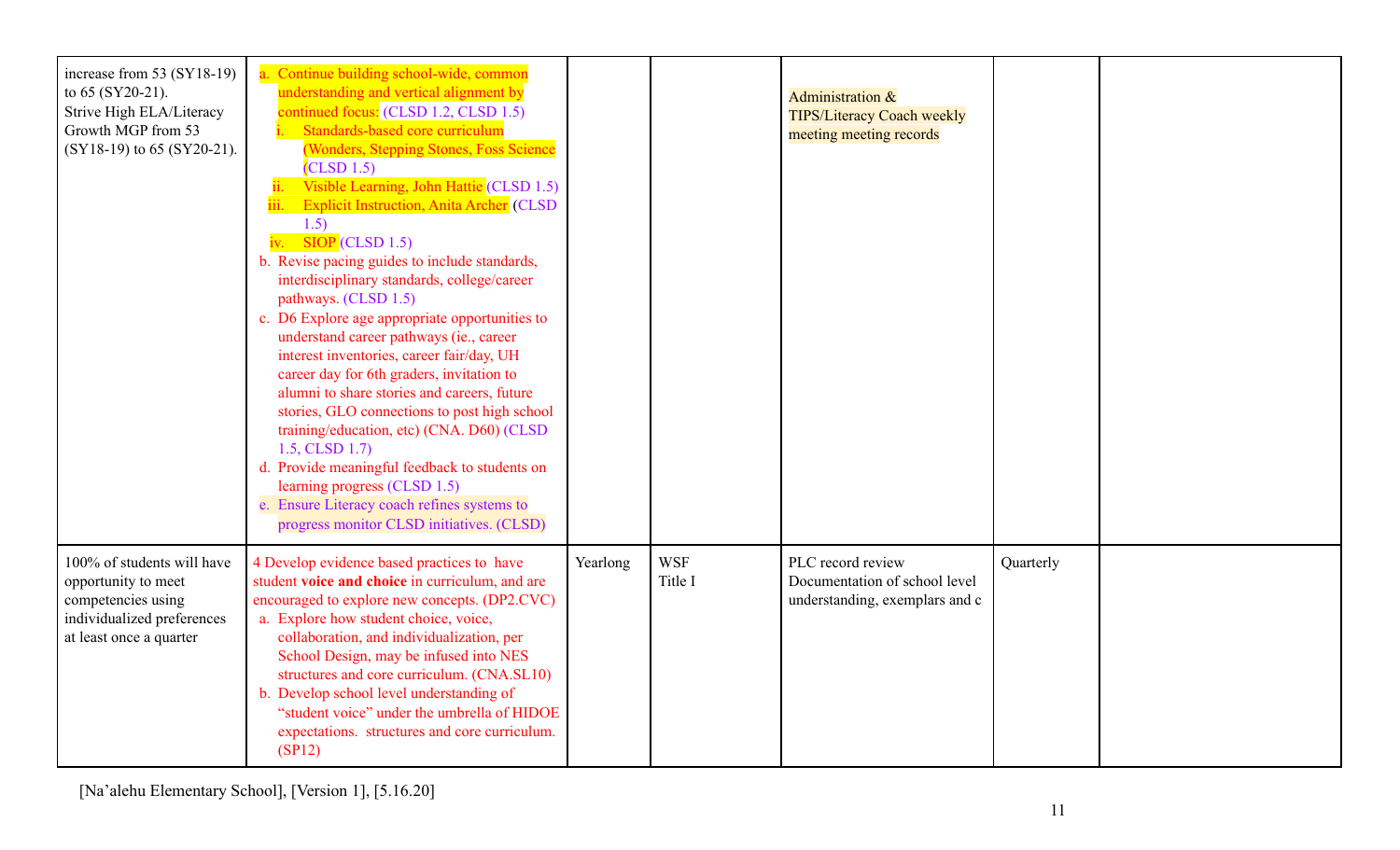| | | | | | | |
|---|---|---|---|---|---|---|
| increase from 53 (SY18-19) to 65 (SY20-21).<br>Strive High ELA/Literacy Growth MGP from 53 (SY18-19) to 65 (SY20-21). | a. Continue building school-wide, common understanding and vertical alignment by continued focus: (CLSD 1.2, CLSD 1.5)<br>i. Standards-based core curriculum (Wonders, Stepping Stones, Foss Science (CLSD 1.5)<br>ii. Visible Learning, John Hattie (CLSD 1.5)<br>iii. Explicit Instruction, Anita Archer (CLSD 1.5)<br>iv. SIOP (CLSD 1.5)<br>b. Revise pacing guides to include standards, interdisciplinary standards, college/career pathways. (CLSD 1.5)<br>c. D6 Explore age appropriate opportunities to understand career pathways (ie., career interest inventories, career fair/day, UH career day for 6th graders, invitation to alumni to share stories and careers, future stories, GLO connections to post high school training/education, etc) (CNA. D60) (CLSD 1.5, CLSD 1.7)<br>d. Provide meaningful feedback to students on learning progress (CLSD 1.5)<br>e. Ensure Literacy coach refines systems to progress monitor CLSD initiatives. (CLSD) | | | Administration & TIPS/Literacy Coach weekly meeting meeting records | | |
| 100% of students will have opportunity to meet competencies using individualized preferences at least once a quarter | 4 Develop evidence based practices to have student **voice and choice** in curriculum, and are encouraged to explore new concepts. (DP2.CVC)<br>a. Explore how student choice, voice, collaboration, and individualization, per School Design, may be infused into NES structures and core curriculum. (CNA.SL10)<br>b. Develop school level understanding of "student voice" under the umbrella of HIDOE expectations. structures and core curriculum. (SP12) | Yearlong | WSF<br>Title I | PLC record review<br>Documentation of school level understanding, exemplars and c | Quarterly | |

[Na'alehu Elementary School], [Version 1], [5.16.20]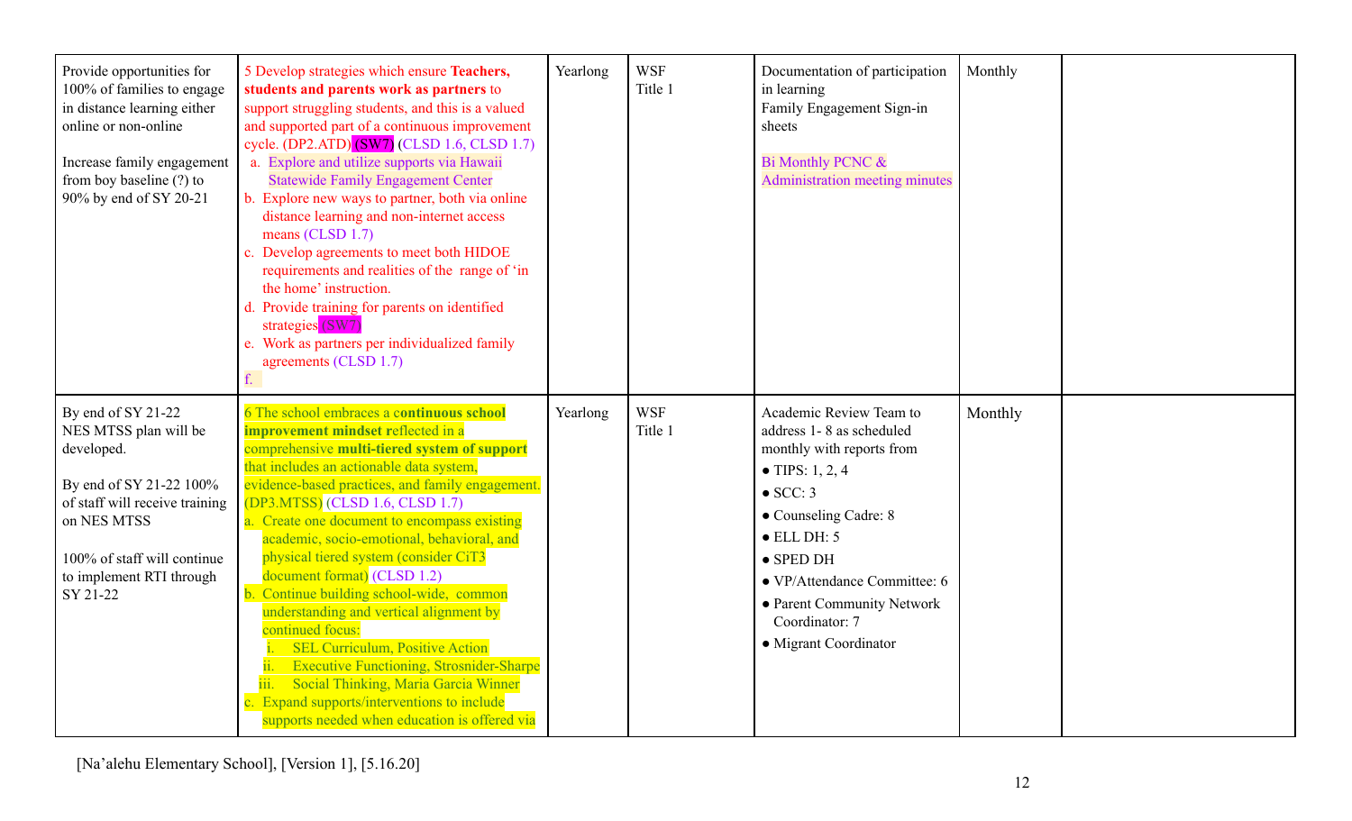| | | | | | | |
|---|---|---|---|---|---|---|
| Provide opportunities for 100% of families to engage in distance learning either online or non-online<br><br>Increase family engagement from boy baseline (?) to 90% by end of SY 20-21 | 5 Develop strategies which ensure **Teachers, students and parents work as partners** to support struggling students, and this is a valued and supported part of a continuous improvement cycle. (DP2.ATD) (SW7) (CLSD 1.6, CLSD 1.7)<br>a. Explore and utilize supports via Hawaii Statewide Family Engagement Center<br>b. Explore new ways to partner, both via online distance learning and non-internet access means (CLSD 1.7)<br>c. Develop agreements to meet both HIDOE requirements and realities of the range of 'in the home' instruction.<br>d. Provide training for parents on identified strategies (SW7)<br>e. Work as partners per individualized family agreements (CLSD 1.7)<br>f. | Yearlong | WSF<br>Title 1 | Documentation of participation in learning<br>Family Engagement Sign-in sheets<br><br>Bi Monthly PCNC & Administration meeting minutes | Monthly | |
| By end of SY 21-22 NES MTSS plan will be developed.<br><br>By end of SY 21-22 100% of staff will receive training on NES MTSS<br><br>100% of staff will continue to implement RTI through SY 21-22 | 6 The school embraces a **continuous school improvement mindset** reflected in a comprehensive **multi-tiered system of support** that includes an actionable data system, evidence-based practices, and family engagement. (DP3.MTSS) (CLSD 1.6, CLSD 1.7)<br>a. Create one document to encompass existing academic, socio-emotional, behavioral, and physical tiered system (consider CiT3 document format) (CLSD 1.2)<br>b. Continue building school-wide, common understanding and vertical alignment by continued focus:<br>i. SEL Curriculum, Positive Action<br>ii. Executive Functioning, Strosnider-Sharpe<br>iii. Social Thinking, Maria Garcia Winner<br>c. Expand supports/interventions to include supports needed when education is offered via | Yearlong | WSF<br>Title 1 | Academic Review Team to address 1- 8 as scheduled monthly with reports from<br>• TIPS: 1, 2, 4<br>• SCC: 3<br>• Counseling Cadre: 8<br>• ELL DH: 5<br>• SPED DH<br>• VP/Attendance Committee: 6<br>• Parent Community Network Coordinator: 7<br>• Migrant Coordinator | Monthly | |

[Na'alehu Elementary School], [Version 1], [5.16.20]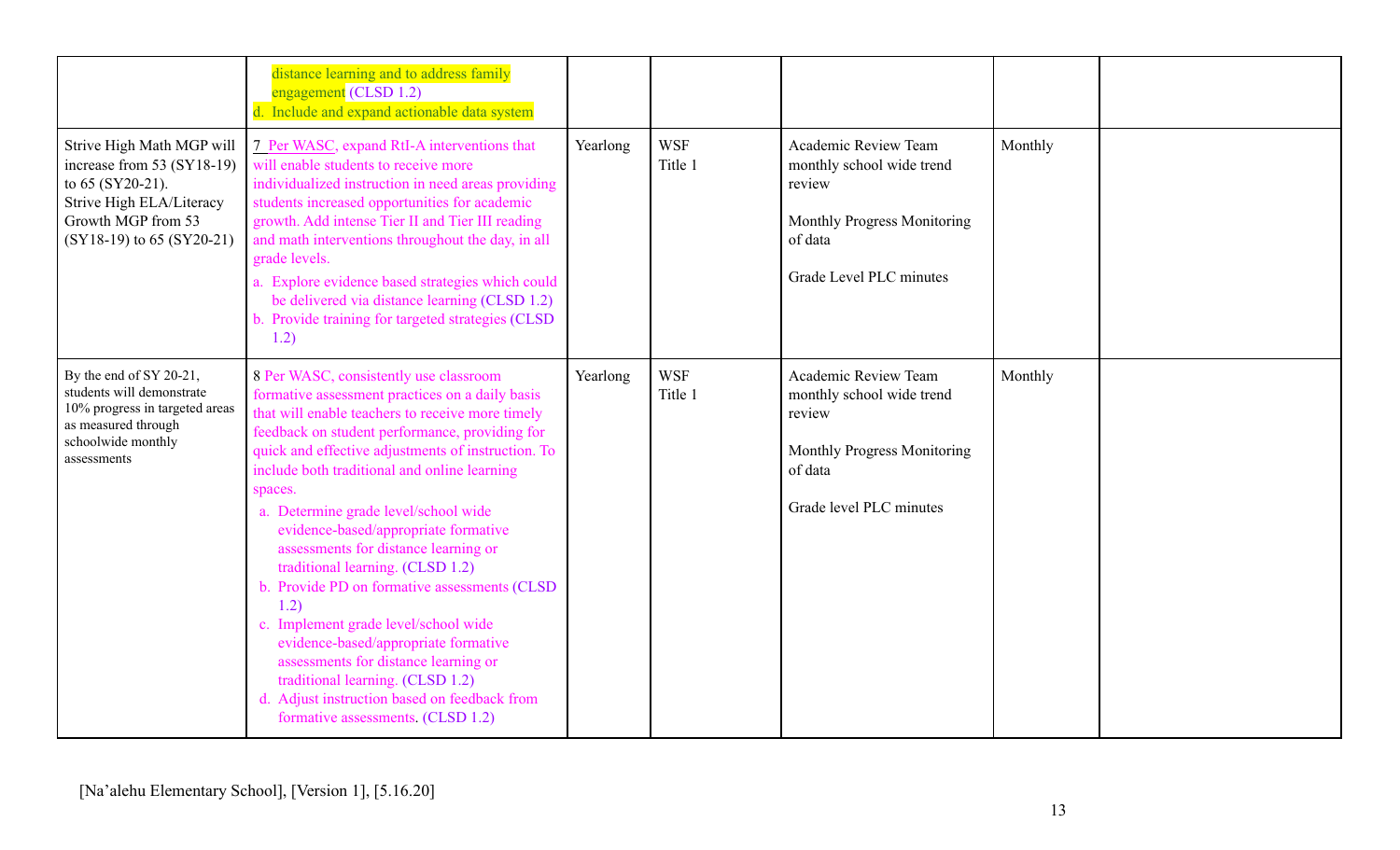| | | | | | | |
|---|---|---|---|---|---|---|
| | distance learning and to address family engagement (CLSD 1.2)<br>d. Include and expand actionable data system | | | | | |
| Strive High Math MGP will increase from 53 (SY18-19) to 65 (SY20-21).<br>Strive High ELA/Literacy Growth MGP from 53 (SY18-19) to 65 (SY20-21) | 7 Per WASC, expand RtI-A interventions that will enable students to receive more individualized instruction in need areas providing students increased opportunities for academic growth. Add intense Tier II and Tier III reading and math interventions throughout the day, in all grade levels.<br>a. Explore evidence based strategies which could be delivered via distance learning (CLSD 1.2)<br>b. Provide training for targeted strategies (CLSD 1.2) | Yearlong | WSF<br>Title 1 | Academic Review Team monthly school wide trend review<br><br>Monthly Progress Monitoring of data<br><br>Grade Level PLC minutes | Monthly | |
| By the end of SY 20-21, students will demonstrate 10% progress in targeted areas as measured through schoolwide monthly assessments | 8 Per WASC, consistently use classroom formative assessment practices on a daily basis that will enable teachers to receive more timely feedback on student performance, providing for quick and effective adjustments of instruction. To include both traditional and online learning spaces.<br>a. Determine grade level/school wide evidence-based/appropriate formative assessments for distance learning or traditional learning. (CLSD 1.2)<br>b. Provide PD on formative assessments (CLSD 1.2)<br>c. Implement grade level/school wide evidence-based/appropriate formative assessments for distance learning or traditional learning. (CLSD 1.2)<br>d. Adjust instruction based on feedback from formative assessments. (CLSD 1.2) | Yearlong | WSF<br>Title 1 | Academic Review Team monthly school wide trend review<br><br>Monthly Progress Monitoring of data<br><br>Grade level PLC minutes | Monthly | |

[Na'alehu Elementary School], [Version 1], [5.16.20]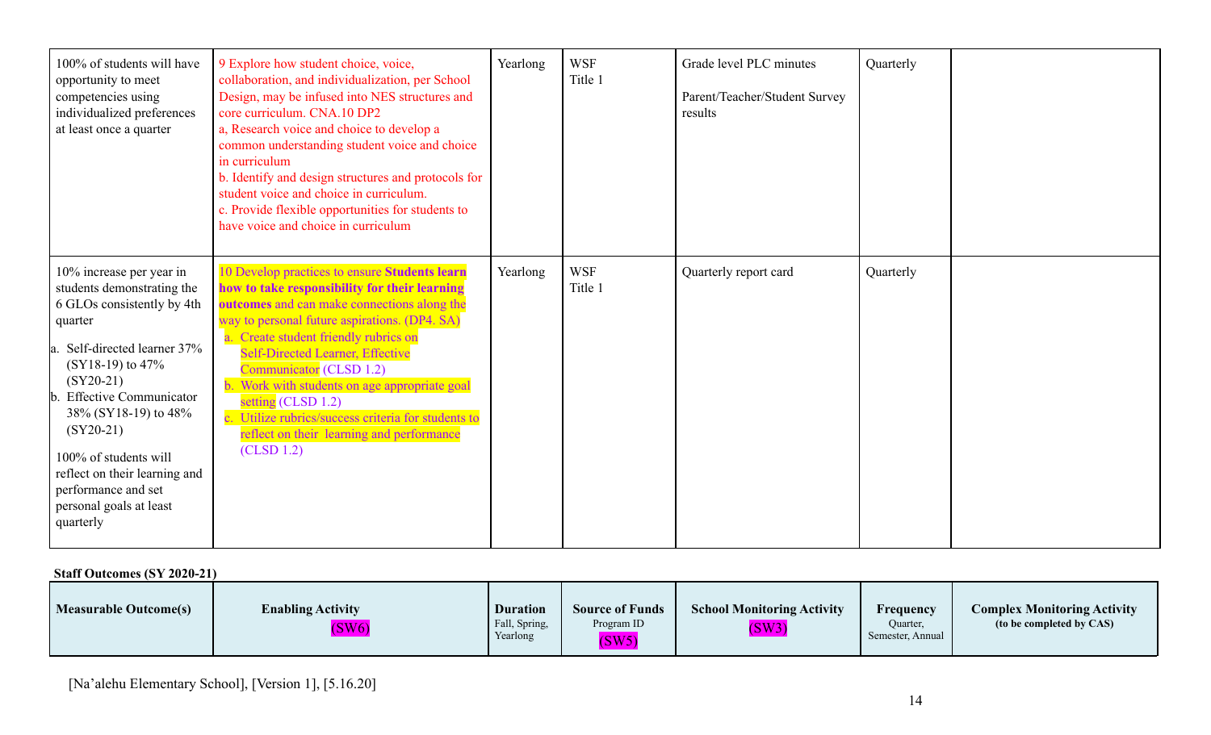| | | | | | | |
|---|---|---|---|---|---|---|
| 100% of students will have opportunity to meet competencies using individualized preferences at least once a quarter | 9 Explore how student choice, voice, collaboration, and individualization, per School Design, may be infused into NES structures and core curriculum. CNA.10 DP2<br>a, Research voice and choice to develop a common understanding student voice and choice in curriculum<br>b. Identify and design structures and protocols for student voice and choice in curriculum.<br>c. Provide flexible opportunities for students to have voice and choice in curriculum | Yearlong | WSF<br>Title 1 | Grade level PLC minutes<br><br>Parent/Teacher/Student Survey results | Quarterly | |
| 10% increase per year in students demonstrating the 6 GLOs consistently by 4th quarter<br><br>a. Self-directed learner 37% (SY18-19) to 47% (SY20-21)<br>b. Effective Communicator 38% (SY18-19) to 48% (SY20-21)<br><br>100% of students will reflect on their learning and performance and set personal goals at least quarterly | 10 Develop practices to ensure **Students learn how to take responsibility for their learning outcomes** and can make connections along the way to personal future aspirations. (DP4. SA)<br>a. Create student friendly rubrics on Self-Directed Learner, Effective Communicator (CLSD 1.2)<br>b. Work with students on age appropriate goal setting (CLSD 1.2)<br>c. Utilize rubrics/success criteria for students to reflect on their learning and performance (CLSD 1.2) | Yearlong | WSF<br>Title 1 | Quarterly report card | Quarterly | |

**Staff Outcomes (SY 2020-21)**

| Measurable Outcome(s) | Enabling Activity (SW6) | Duration Fall, Spring, Yearlong | Source of Funds Program ID (SW5) | School Monitoring Activity (SW3) | Frequency Quarter, Semester, Annual | Complex Monitoring Activity (to be completed by CAS) |
|---|---|---|---|---|---|---|

[Na'alehu Elementary School], [Version 1], [5.16.20]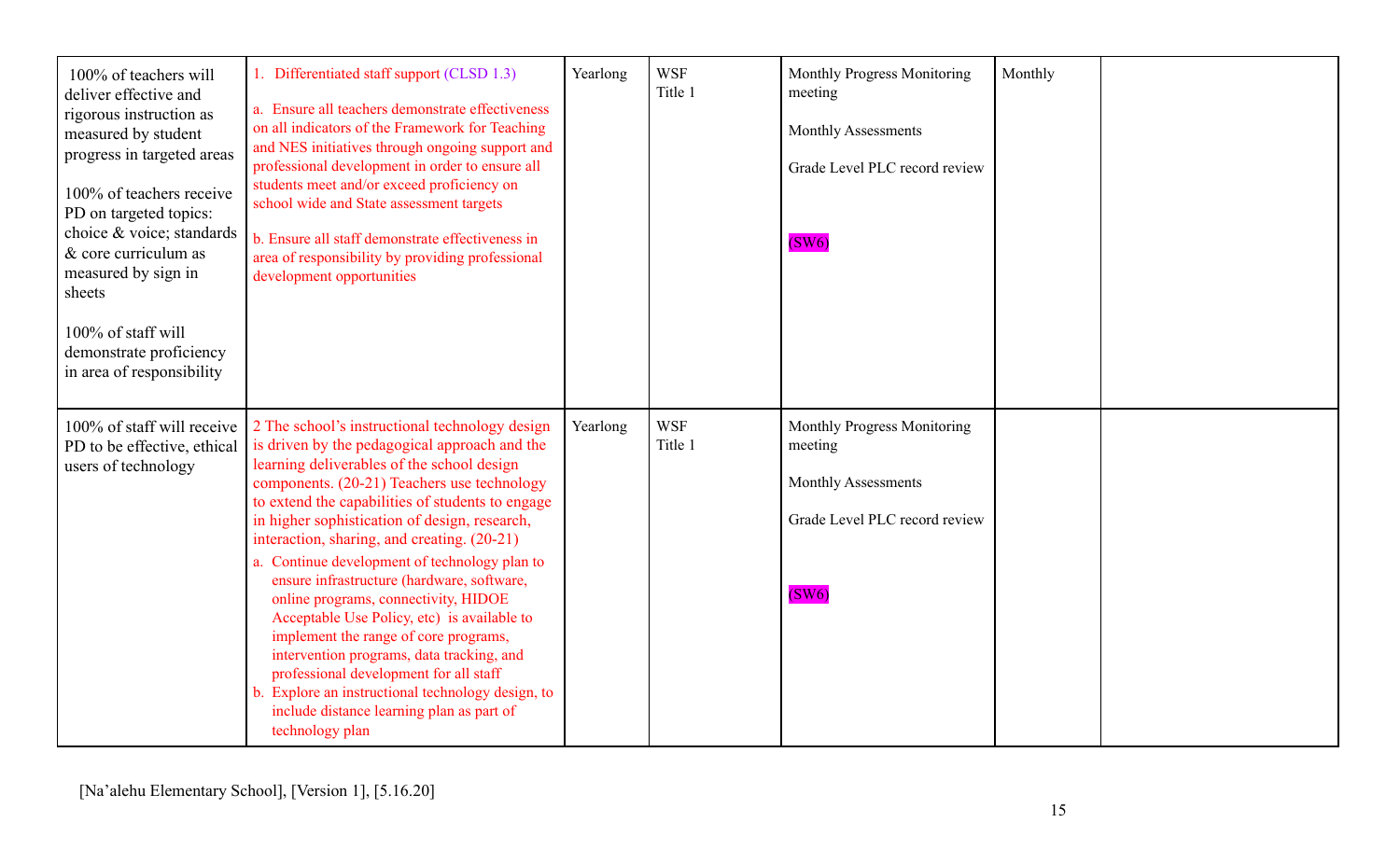| | | | | | | |
|---|---|---|---|---|---|---|
| 100% of teachers will deliver effective and rigorous instruction as measured by student progress in targeted areas<br><br>100% of teachers receive PD on targeted topics: choice & voice; standards & core curriculum as measured by sign in sheets<br><br>100% of staff will demonstrate proficiency in area of responsibility | 1. Differentiated staff support (CLSD 1.3)<br><br>a. Ensure all teachers demonstrate effectiveness on all indicators of the Framework for Teaching and NES initiatives through ongoing support and professional development in order to ensure all students meet and/or exceed proficiency on school wide and State assessment targets<br><br>b. Ensure all staff demonstrate effectiveness in area of responsibility by providing professional development opportunities | Yearlong | WSF<br>Title 1 | Monthly Progress Monitoring meeting<br><br>Monthly Assessments<br><br>Grade Level PLC record review<br><br>(SW6) | Monthly | |
| 100% of staff will receive PD to be effective, ethical users of technology | 2 The school's instructional technology design is driven by the pedagogical approach and the learning deliverables of the school design components. (20-21) Teachers use technology to extend the capabilities of students to engage in higher sophistication of design, research, interaction, sharing, and creating. (20-21)<br>a. Continue development of technology plan to ensure infrastructure (hardware, software, online programs, connectivity, HIDOE Acceptable Use Policy, etc) is available to implement the range of core programs, intervention programs, data tracking, and professional development for all staff<br>b. Explore an instructional technology design, to include distance learning plan as part of technology plan | Yearlong | WSF<br>Title 1 | Monthly Progress Monitoring meeting<br><br>Monthly Assessments<br><br>Grade Level PLC record review<br><br>(SW6) | | |

[Na'alehu Elementary School], [Version 1], [5.16.20]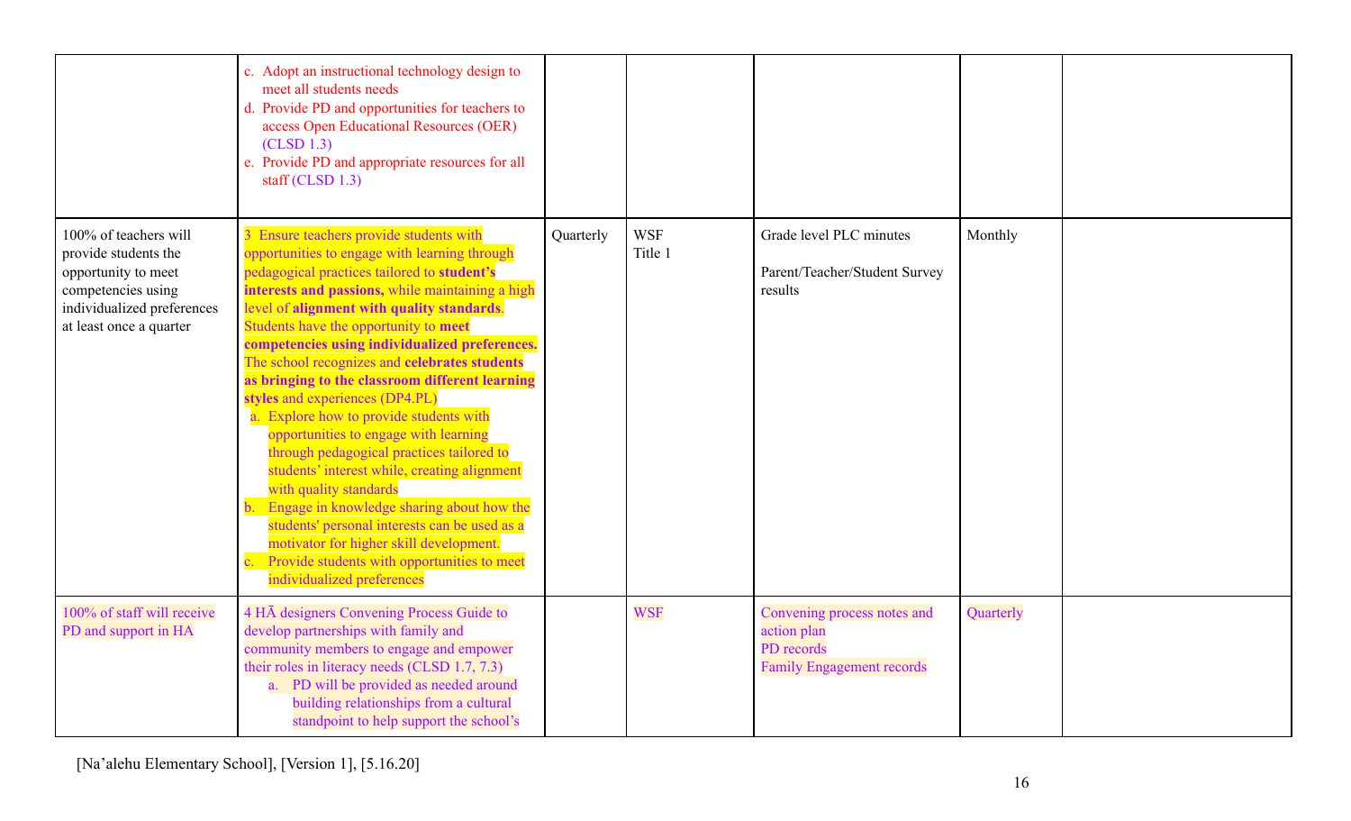| | | | | | | |
|---|---|---|---|---|---|---|
| | c. Adopt an instructional technology design to meet all students needs<br>d. Provide PD and opportunities for teachers to access Open Educational Resources (OER) (CLSD 1.3)<br>e. Provide PD and appropriate resources for all staff (CLSD 1.3) | | | | | |
| 100% of teachers will provide students the opportunity to meet competencies using individualized preferences at least once a quarter | 3 Ensure teachers provide students with opportunities to engage with learning through pedagogical practices tailored to **student's interests and passions,** while maintaining a high level of **alignment with quality standards**. Students have the opportunity to **meet competencies using individualized preferences.** The school recognizes and **celebrates students as bringing to the classroom different learning styles** and experiences (DP4.PL)<br>a. Explore how to provide students with opportunities to engage with learning through pedagogical practices tailored to students' interest while, creating alignment with quality standards<br>b. Engage in knowledge sharing about how the students' personal interests can be used as a motivator for higher skill development.<br>c. Provide students with opportunities to meet individualized preferences | Quarterly | WSF<br>Title 1 | Grade level PLC minutes<br><br>Parent/Teacher/Student Survey results | Monthly | |
| 100% of staff will receive PD and support in HA | 4 HĀ designers Convening Process Guide to develop partnerships with family and community members to engage and empower their roles in literacy needs (CLSD 1.7, 7.3)<br>a. PD will be provided as needed around building relationships from a cultural standpoint to help support the school's | | WSF | Convening process notes and action plan<br>PD records<br>Family Engagement records | Quarterly | |

[Na'alehu Elementary School], [Version 1], [5.16.20]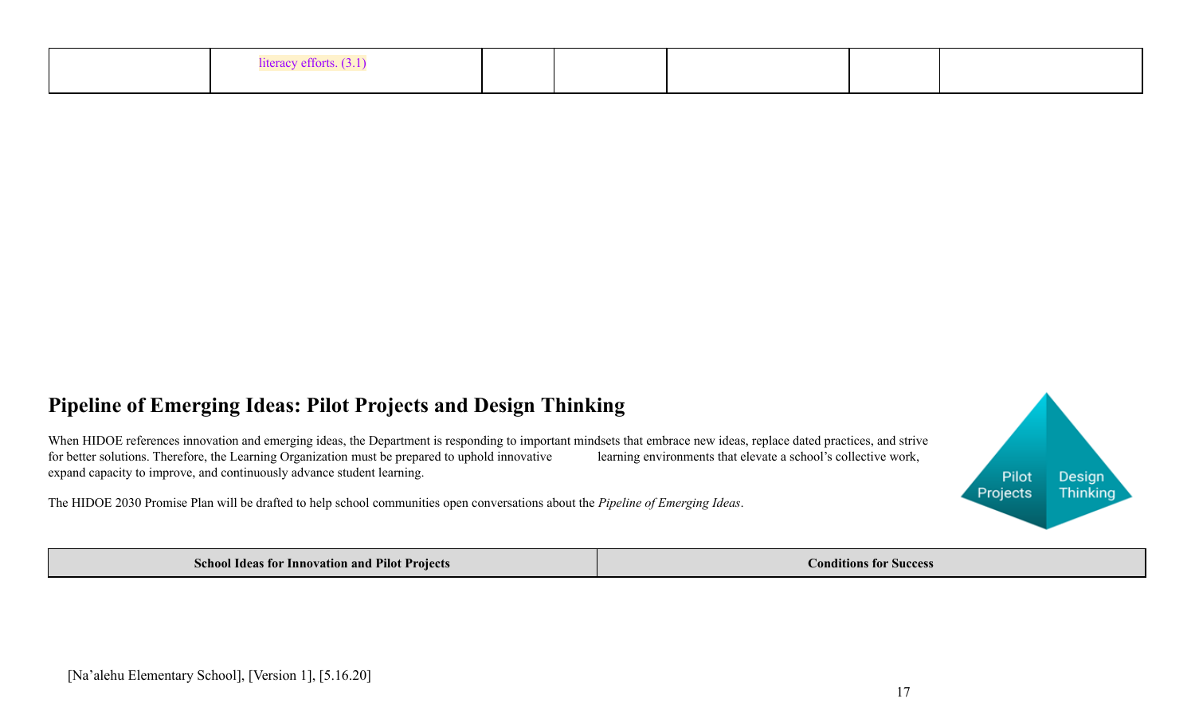|  | literacy efforts. (3.1) |  |  |  |  |  |
|---|---|---|---|---|---|---|

## Pipeline of Emerging Ideas: Pilot Projects and Design Thinking

When HIDOE references innovation and emerging ideas, the Department is responding to important mindsets that embrace new ideas, replace dated practices, and strive for better solutions. Therefore, the Learning Organization must be prepared to uphold innovative learning environments that elevate a school's collective work, expand capacity to improve, and continuously advance student learning.

The HIDOE 2030 Promise Plan will be drafted to help school communities open conversations about the *Pipeline of Emerging Ideas*.

Pilot Projects | Design Thinking

| School Ideas for Innovation and Pilot Projects | Conditions for Success |
|---|---|

[Na'alehu Elementary School], [Version 1], [5.16.20]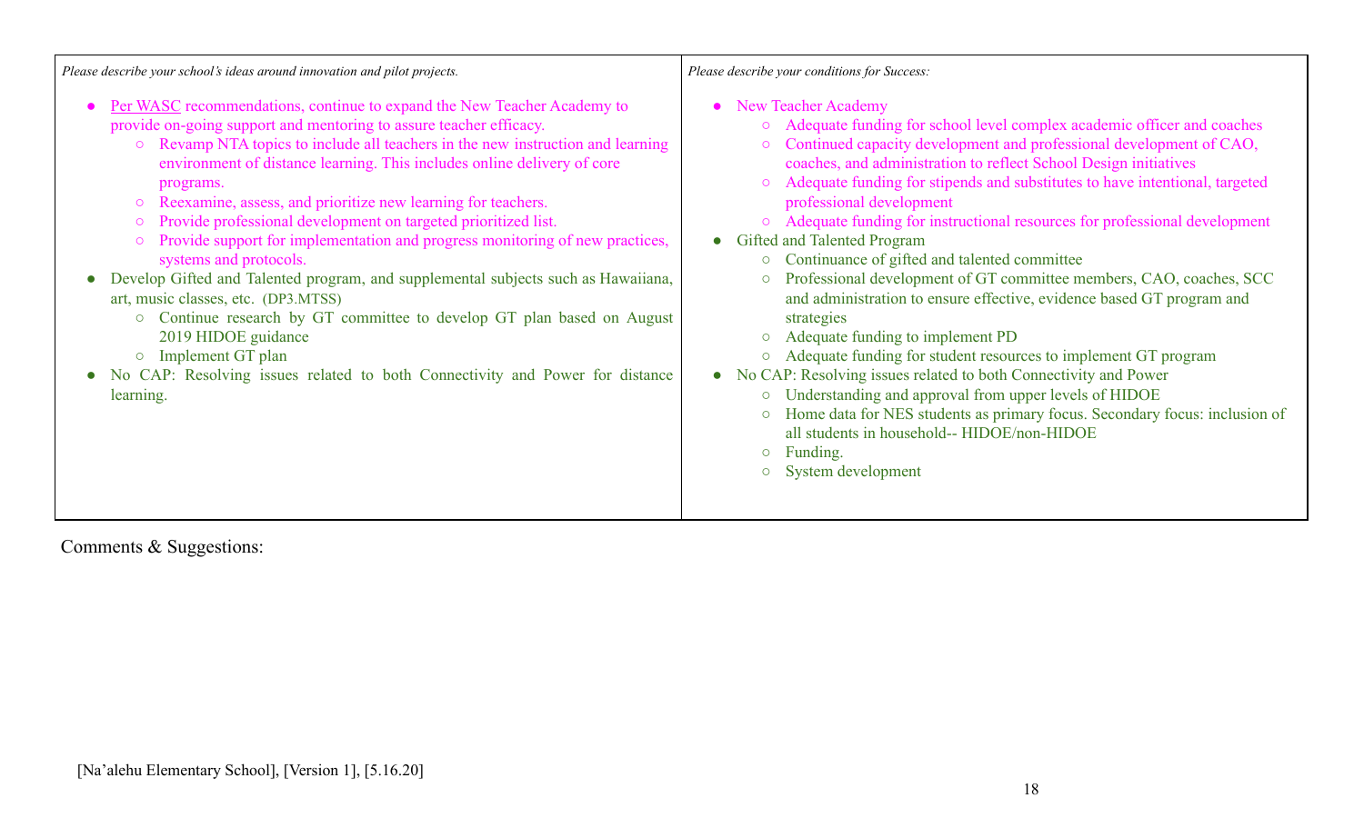| *Please describe your school's ideas around innovation and pilot projects.* | *Please describe your conditions for Success:* |
| --- | --- |
| <ul><li>Per WASC recommendations, continue to expand the New Teacher Academy to provide on-going support and mentoring to assure teacher efficacy.<ul><li>Revamp NTA topics to include all teachers in the new instruction and learning environment of distance learning. This includes online delivery of core programs.</li><li>Reexamine, assess, and prioritize new learning for teachers.</li><li>Provide professional development on targeted prioritized list.</li><li>Provide support for implementation and progress monitoring of new practices, systems and protocols.</li></ul></li><li>Develop Gifted and Talented program, and supplemental subjects such as Hawaiiana, art, music classes, etc. (DP3.MTSS)<ul><li>Continue research by GT committee to develop GT plan based on August 2019 HIDOE guidance</li><li>Implement GT plan</li></ul></li><li>No CAP: Resolving issues related to both Connectivity and Power for distance learning.</li></ul> | <ul><li>New Teacher Academy<ul><li>Adequate funding for school level complex academic officer and coaches</li><li>Continued capacity development and professional development of CAO, coaches, and administration to reflect School Design initiatives</li><li>Adequate funding for stipends and substitutes to have intentional, targeted professional development</li><li>Adequate funding for instructional resources for professional development</li></ul></li><li>Gifted and Talented Program<ul><li>Continuance of gifted and talented committee</li><li>Professional development of GT committee members, CAO, coaches, SCC and administration to ensure effective, evidence based GT program and strategies</li><li>Adequate funding to implement PD</li><li>Adequate funding for student resources to implement GT program</li></ul></li><li>No CAP: Resolving issues related to both Connectivity and Power<ul><li>Understanding and approval from upper levels of HIDOE</li><li>Home data for NES students as primary focus. Secondary focus: inclusion of all students in household-- HIDOE/non-HIDOE</li><li>Funding.</li><li>System development</li></ul></li></ul> |

Comments & Suggestions: